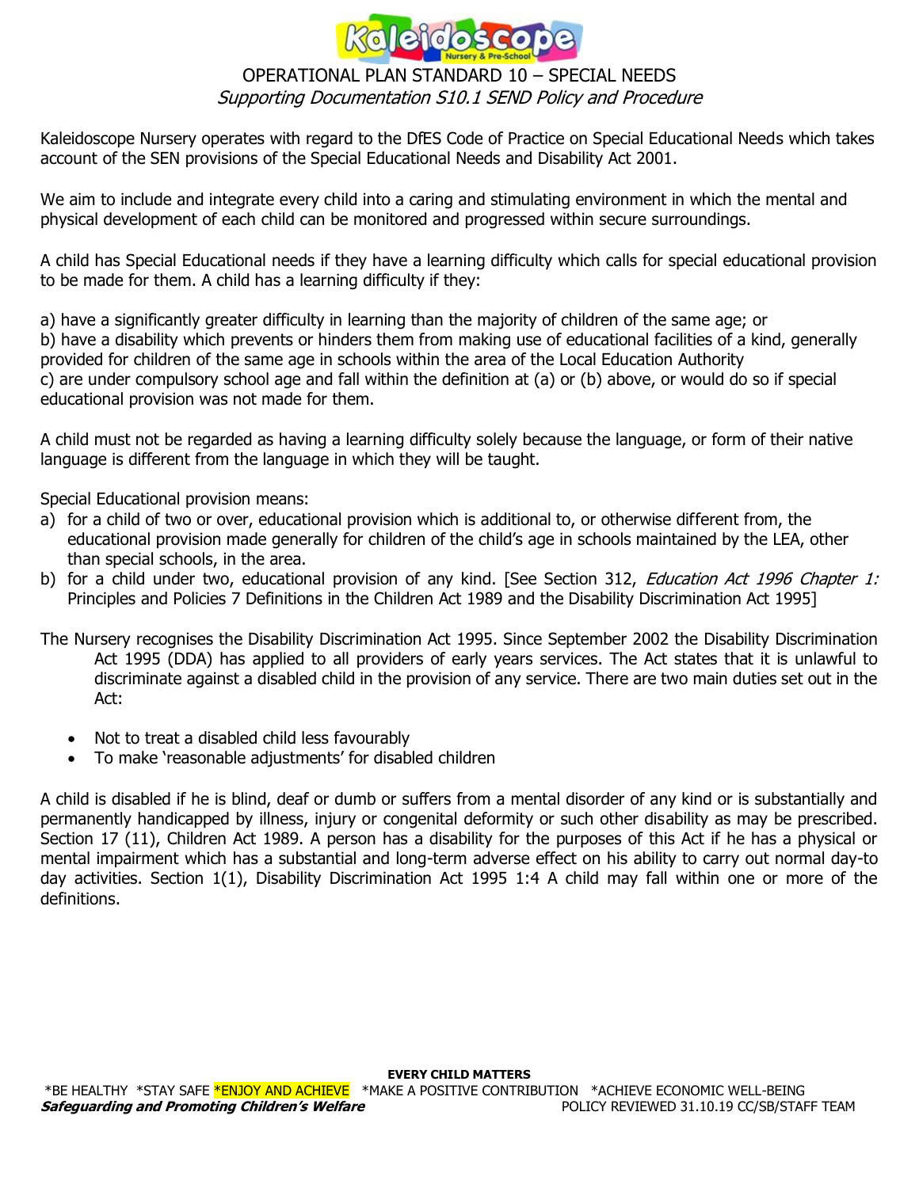# OPERATIONAL PLAN STANDARD 10 – SPECIAL NEEDS

*Supporting Documentation S10.1 SEND Policy and Procedure*

Kaleidoscope Nursery operates with regard to the DfES Code of Practice on Special Educational Needs which takes account of the SEN provisions of the Special Educational Needs and Disability Act 2001.

We aim to include and integrate every child into a caring and stimulating environment in which the mental and physical development of each child can be monitored and progressed within secure surroundings.

A child has Special Educational needs if they have a learning difficulty which calls for special educational provision to be made for them. A child has a learning difficulty if they:

a) have a significantly greater difficulty in learning than the majority of children of the same age; or
b) have a disability which prevents or hinders them from making use of educational facilities of a kind, generally provided for children of the same age in schools within the area of the Local Education Authority
c) are under compulsory school age and fall within the definition at (a) or (b) above, or would do so if special educational provision was not made for them.

A child must not be regarded as having a learning difficulty solely because the language, or form of their native language is different from the language in which they will be taught.

Special Educational provision means:

a) for a child of two or over, educational provision which is additional to, or otherwise different from, the educational provision made generally for children of the child's age in schools maintained by the LEA, other than special schools, in the area.
b) for a child under two, educational provision of any kind. [See Section 312, *Education Act 1996 Chapter 1:* Principles and Policies 7 Definitions in the Children Act 1989 and the Disability Discrimination Act 1995]

The Nursery recognises the Disability Discrimination Act 1995. Since September 2002 the Disability Discrimination Act 1995 (DDA) has applied to all providers of early years services. The Act states that it is unlawful to discriminate against a disabled child in the provision of any service. There are two main duties set out in the Act:

- Not to treat a disabled child less favourably
- To make 'reasonable adjustments' for disabled children

A child is disabled if he is blind, deaf or dumb or suffers from a mental disorder of any kind or is substantially and permanently handicapped by illness, injury or congenital deformity or such other disability as may be prescribed. Section 17 (11), Children Act 1989. A person has a disability for the purposes of this Act if he has a physical or mental impairment which has a substantial and long-term adverse effect on his ability to carry out normal day-to day activities. Section 1(1), Disability Discrimination Act 1995 1:4 A child may fall within one or more of the definitions.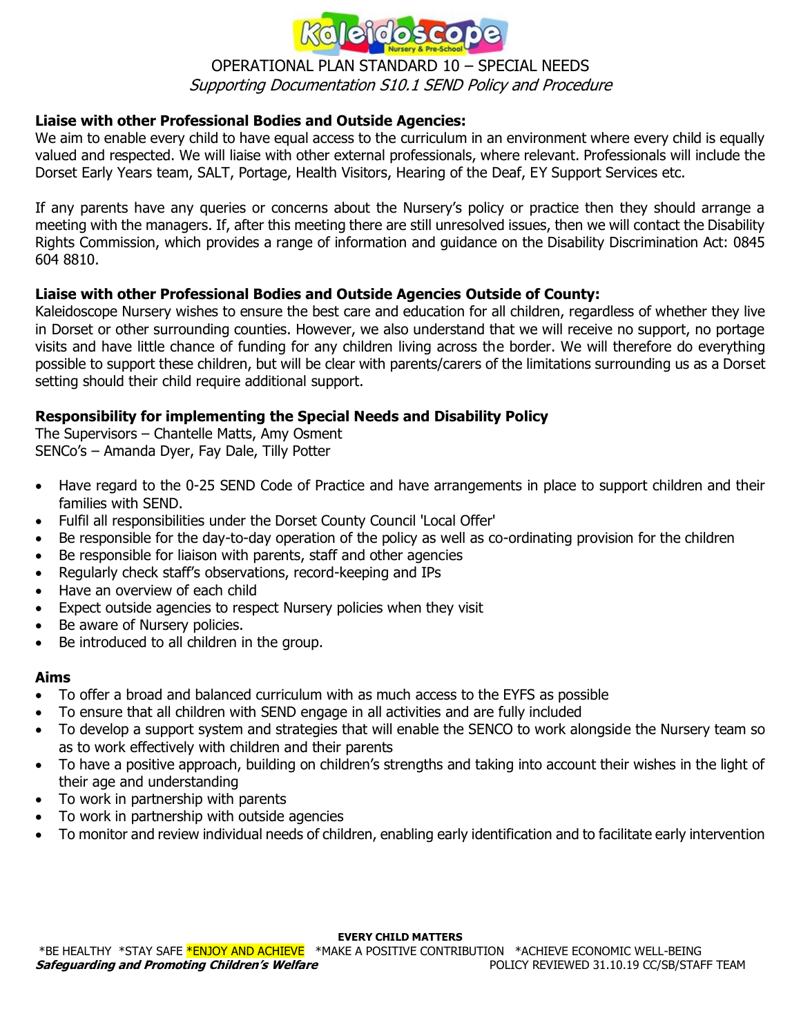**Liaise with other Professional Bodies and Outside Agencies:**
We aim to enable every child to have equal access to the curriculum in an environment where every child is equally valued and respected. We will liaise with other external professionals, where relevant. Professionals will include the Dorset Early Years team, SALT, Portage, Health Visitors, Hearing of the Deaf, EY Support Services etc.

If any parents have any queries or concerns about the Nursery's policy or practice then they should arrange a meeting with the managers. If, after this meeting there are still unresolved issues, then we will contact the Disability Rights Commission, which provides a range of information and guidance on the Disability Discrimination Act: 0845 604 8810.

**Liaise with other Professional Bodies and Outside Agencies Outside of County:**
Kaleidoscope Nursery wishes to ensure the best care and education for all children, regardless of whether they live in Dorset or other surrounding counties. However, we also understand that we will receive no support, no portage visits and have little chance of funding for any children living across the border. We will therefore do everything possible to support these children, but will be clear with parents/carers of the limitations surrounding us as a Dorset setting should their child require additional support.

**Responsibility for implementing the Special Needs and Disability Policy**
The Supervisors – Chantelle Matts, Amy Osment
SENCo's – Amanda Dyer, Fay Dale, Tilly Potter

- Have regard to the 0-25 SEND Code of Practice and have arrangements in place to support children and their families with SEND.
- Fulfil all responsibilities under the Dorset County Council 'Local Offer'
- Be responsible for the day-to-day operation of the policy as well as co-ordinating provision for the children
- Be responsible for liaison with parents, staff and other agencies
- Regularly check staff's observations, record-keeping and IPs
- Have an overview of each child
- Expect outside agencies to respect Nursery policies when they visit
- Be aware of Nursery policies.
- Be introduced to all children in the group.

**Aims**

- To offer a broad and balanced curriculum with as much access to the EYFS as possible
- To ensure that all children with SEND engage in all activities and are fully included
- To develop a support system and strategies that will enable the SENCO to work alongside the Nursery team so as to work effectively with children and their parents
- To have a positive approach, building on children's strengths and taking into account their wishes in the light of their age and understanding
- To work in partnership with parents
- To work in partnership with outside agencies
- To monitor and review individual needs of children, enabling early identification and to facilitate early intervention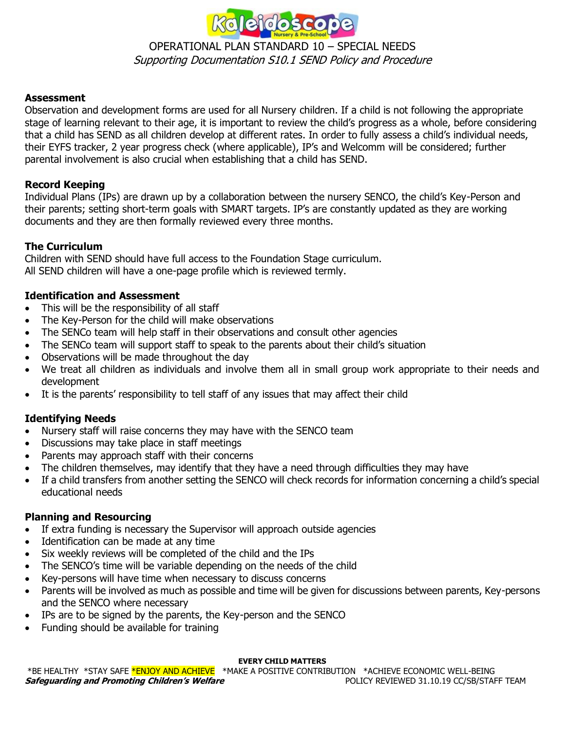## Assessment

Observation and development forms are used for all Nursery children. If a child is not following the appropriate stage of learning relevant to their age, it is important to review the child's progress as a whole, before considering that a child has SEND as all children develop at different rates. In order to fully assess a child's individual needs, their EYFS tracker, 2 year progress check (where applicable), IP's and Welcomm will be considered; further parental involvement is also crucial when establishing that a child has SEND.

## Record Keeping

Individual Plans (IPs) are drawn up by a collaboration between the nursery SENCO, the child's Key-Person and their parents; setting short-term goals with SMART targets. IP's are constantly updated as they are working documents and they are then formally reviewed every three months.

## The Curriculum

Children with SEND should have full access to the Foundation Stage curriculum.
All SEND children will have a one-page profile which is reviewed termly.

## Identification and Assessment

- This will be the responsibility of all staff
- The Key-Person for the child will make observations
- The SENCo team will help staff in their observations and consult other agencies
- The SENCo team will support staff to speak to the parents about their child's situation
- Observations will be made throughout the day
- We treat all children as individuals and involve them all in small group work appropriate to their needs and development
- It is the parents' responsibility to tell staff of any issues that may affect their child

## Identifying Needs

- Nursery staff will raise concerns they may have with the SENCO team
- Discussions may take place in staff meetings
- Parents may approach staff with their concerns
- The children themselves, may identify that they have a need through difficulties they may have
- If a child transfers from another setting the SENCO will check records for information concerning a child's special educational needs

## Planning and Resourcing

- If extra funding is necessary the Supervisor will approach outside agencies
- Identification can be made at any time
- Six weekly reviews will be completed of the child and the IPs
- The SENCO's time will be variable depending on the needs of the child
- Key-persons will have time when necessary to discuss concerns
- Parents will be involved as much as possible and time will be given for discussions between parents, Key-persons and the SENCO where necessary
- IPs are to be signed by the parents, the Key-person and the SENCO
- Funding should be available for training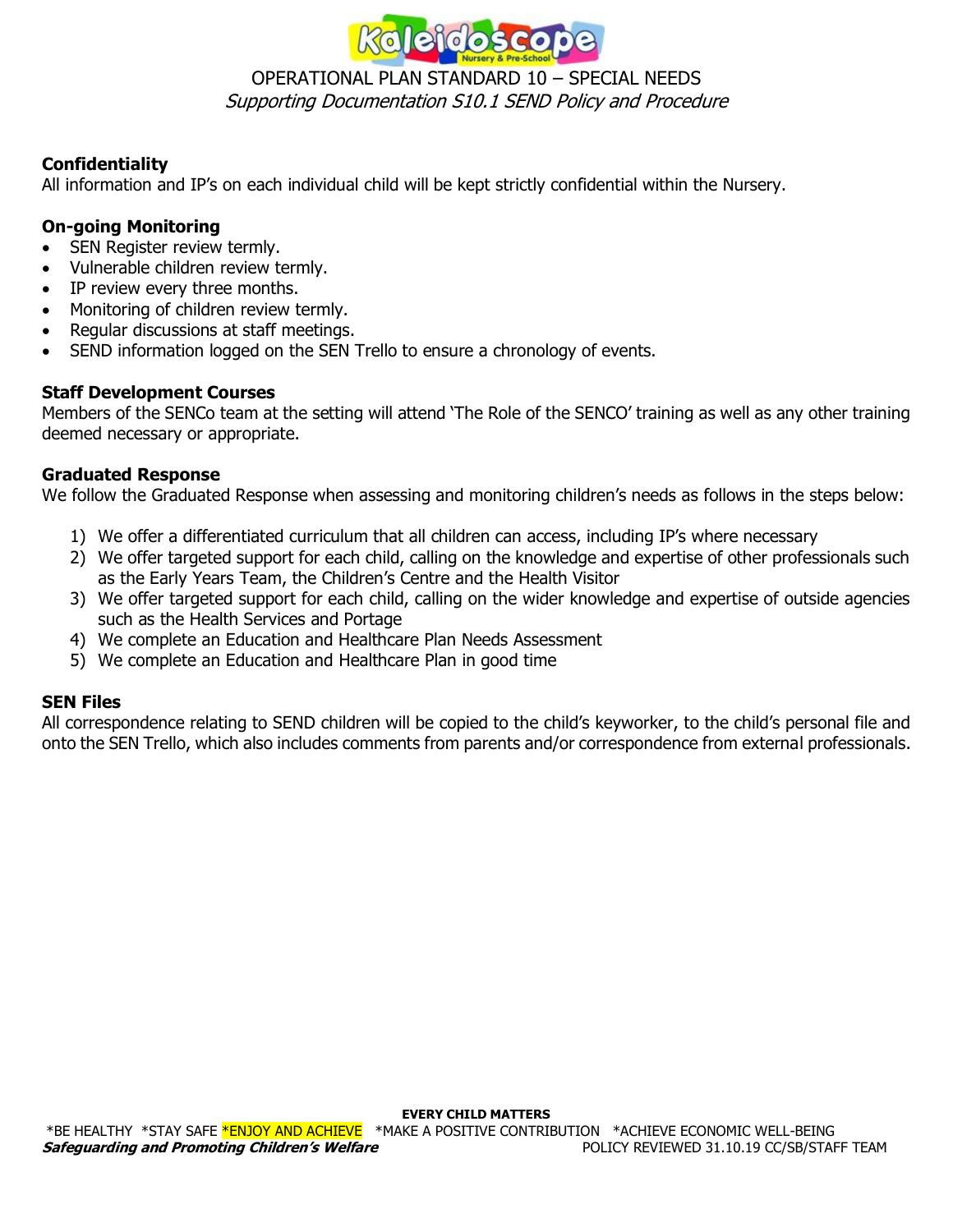**Confidentiality**

All information and IP's on each individual child will be kept strictly confidential within the Nursery.

**On-going Monitoring**

- SEN Register review termly.
- Vulnerable children review termly.
- IP review every three months.
- Monitoring of children review termly.
- Regular discussions at staff meetings.
- SEND information logged on the SEN Trello to ensure a chronology of events.

**Staff Development Courses**

Members of the SENCo team at the setting will attend 'The Role of the SENCO' training as well as any other training deemed necessary or appropriate.

**Graduated Response**

We follow the Graduated Response when assessing and monitoring children's needs as follows in the steps below:

1) We offer a differentiated curriculum that all children can access, including IP's where necessary
2) We offer targeted support for each child, calling on the knowledge and expertise of other professionals such as the Early Years Team, the Children's Centre and the Health Visitor
3) We offer targeted support for each child, calling on the wider knowledge and expertise of outside agencies such as the Health Services and Portage
4) We complete an Education and Healthcare Plan Needs Assessment
5) We complete an Education and Healthcare Plan in good time

**SEN Files**

All correspondence relating to SEND children will be copied to the child's keyworker, to the child's personal file and onto the SEN Trello, which also includes comments from parents and/or correspondence from external professionals.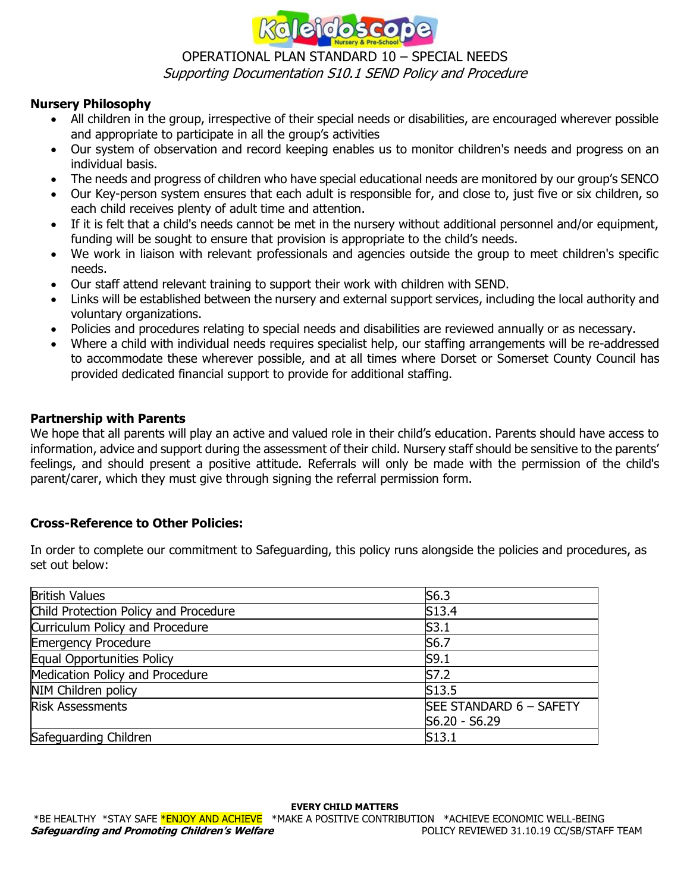OPERATIONAL PLAN STANDARD 10 – SPECIAL NEEDS

*Supporting Documentation S10.1 SEND Policy and Procedure*

**Nursery Philosophy**

- All children in the group, irrespective of their special needs or disabilities, are encouraged wherever possible and appropriate to participate in all the group's activities
- Our system of observation and record keeping enables us to monitor children's needs and progress on an individual basis.
- The needs and progress of children who have special educational needs are monitored by our group's SENCO
- Our Key-person system ensures that each adult is responsible for, and close to, just five or six children, so each child receives plenty of adult time and attention.
- If it is felt that a child's needs cannot be met in the nursery without additional personnel and/or equipment, funding will be sought to ensure that provision is appropriate to the child's needs.
- We work in liaison with relevant professionals and agencies outside the group to meet children's specific needs.
- Our staff attend relevant training to support their work with children with SEND.
- Links will be established between the nursery and external support services, including the local authority and voluntary organizations.
- Policies and procedures relating to special needs and disabilities are reviewed annually or as necessary.
- Where a child with individual needs requires specialist help, our staffing arrangements will be re-addressed to accommodate these wherever possible, and at all times where Dorset or Somerset County Council has provided dedicated financial support to provide for additional staffing.

**Partnership with Parents**

We hope that all parents will play an active and valued role in their child's education. Parents should have access to information, advice and support during the assessment of their child. Nursery staff should be sensitive to the parents' feelings, and should present a positive attitude. Referrals will only be made with the permission of the child's parent/carer, which they must give through signing the referral permission form.

**Cross-Reference to Other Policies:**

In order to complete our commitment to Safeguarding, this policy runs alongside the policies and procedures, as set out below:

| | |
|---|---|
| British Values | S6.3 |
| Child Protection Policy and Procedure | S13.4 |
| Curriculum Policy and Procedure | S3.1 |
| Emergency Procedure | S6.7 |
| Equal Opportunities Policy | S9.1 |
| Medication Policy and Procedure | S7.2 |
| NIM Children policy | S13.5 |
| Risk Assessments | SEE STANDARD 6 – SAFETY S6.20 - S6.29 |
| Safeguarding Children | S13.1 |

**EVERY CHILD MATTERS**

*BE HEALTHY *STAY SAFE *ENJOY AND ACHIEVE *MAKE A POSITIVE CONTRIBUTION *ACHIEVE ECONOMIC WELL-BEING

***Safeguarding and Promoting Children's Welfare*** POLICY REVIEWED 31.10.19 CC/SB/STAFF TEAM